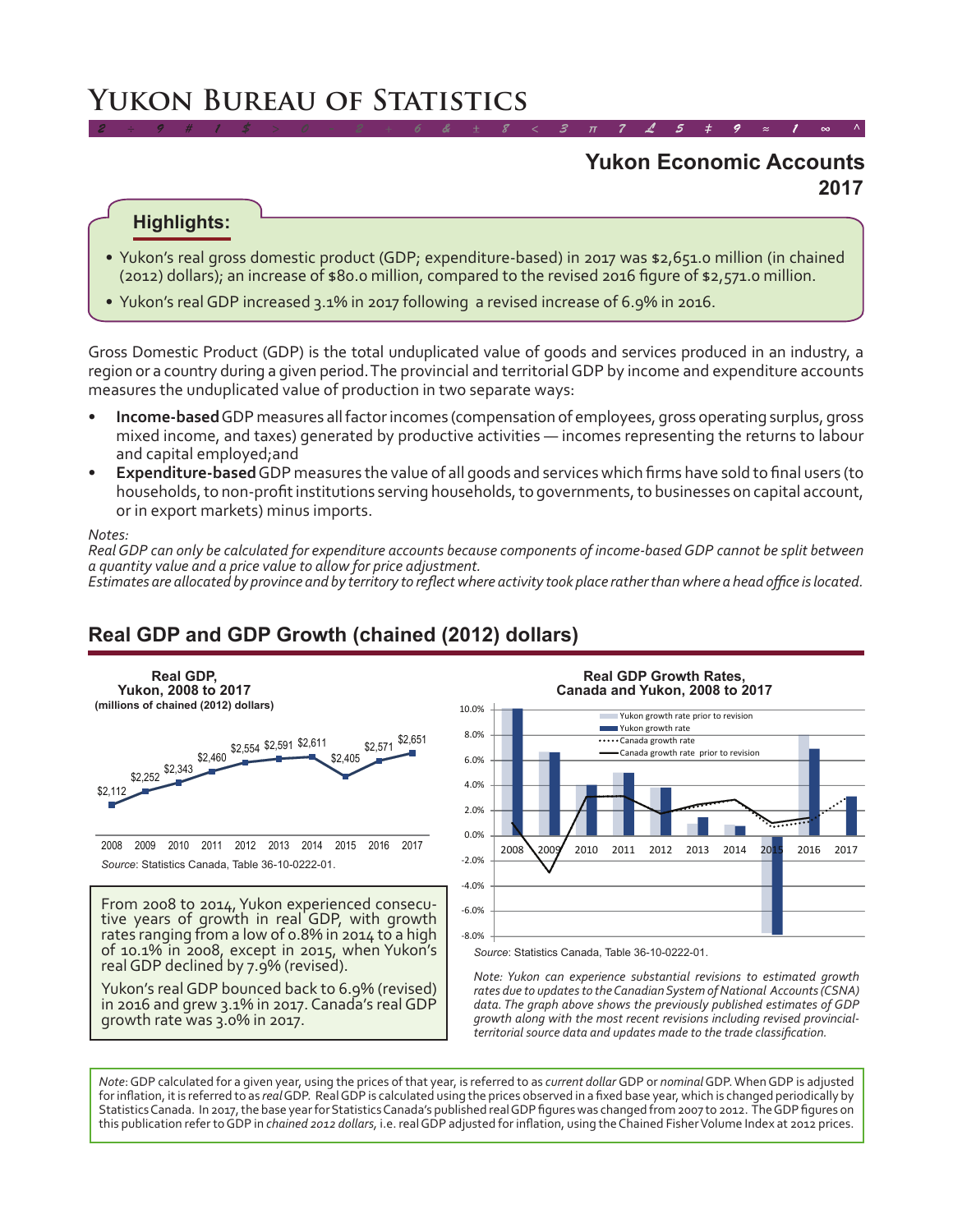# Yukon Bureau of Statistics

## Yukon Economic Accounts 2017

### Highlights:

- Yukon's real gross domestic product (GDP; expenditure-based) in 2017 was $2,651.0 million (in chained (2012) dollars); an increase of $80.0 million, compared to the revised 2016 figure of $2,571.0 million.
- Yukon's real GDP increased 3.1% in 2017 following a revised increase of 6.9% in 2016.

Gross Domestic Product (GDP) is the total unduplicated value of goods and services produced in an industry, a region or a country during a given period. The provincial and territorial GDP by income and expenditure accounts measures the unduplicated value of production in two separate ways:

- **Income-based** GDP measures all factor incomes (compensation of employees, gross operating surplus, gross mixed income, and taxes) generated by productive activities — incomes representing the returns to labour and capital employed;and
- **Expenditure-based** GDP measures the value of all goods and services which firms have sold to final users (to households, to non-profit institutions serving households, to governments, to businesses on capital account, or in export markets) minus imports.

*Notes:*
*Real GDP can only be calculated for expenditure accounts because components of income-based GDP cannot be split between a quantity value and a price value to allow for price adjustment.*
*Estimates are allocated by province and by territory to reflect where activity took place rather than where a head office is located.*

## Real GDP and GDP Growth (chained (2012) dollars)

**Real GDP, Yukon, 2008 to 2017**
**(millions of chained (2012) dollars)**

| 2008 | 2009 | 2010 | 2011 | 2012 | 2013 | 2014 | 2015 | 2016 | 2017 |
|---|---|---|---|---|---|---|---|---|---|
| $2,112 | $2,252 | $2,343 | $2,460 | $2,554 | $2,591 | $2,611 | $2,405 | $2,571 | $2,651 |

*Source*: Statistics Canada, Table 36-10-0222-01.

From 2008 to 2014, Yukon experienced consecutive years of growth in real GDP, with growth rates ranging from a low of 0.8% in 2014 to a high of 10.1% in 2008, except in 2015, when Yukon's real GDP declined by 7.9% (revised).

Yukon's real GDP bounced back to 6.9% (revised) in 2016 and grew 3.1% in 2017. Canada's real GDP growth rate was 3.0% in 2017.

**Real GDP Growth Rates, Canada and Yukon, 2008 to 2017**

Legend: Yukon growth rate prior to revision; Yukon growth rate; Canada growth rate; Canada growth rate prior to revision

*Source*: Statistics Canada, Table 36-10-0222-01.

*Note: Yukon can experience substantial revisions to estimated growth rates due to updates to the Canadian System of National Accounts (CSNA) data. The graph above shows the previously published estimates of GDP growth along with the most recent revisions including revised provincial-territorial source data and updates made to the trade classification.*

*Note*: GDP calculated for a given year, using the prices of that year, is referred to as *current dollar* GDP or *nominal* GDP. When GDP is adjusted for inflation, it is referred to as *real* GDP. Real GDP is calculated using the prices observed in a fixed base year, which is changed periodically by Statistics Canada. In 2017, the base year for Statistics Canada's published real GDP figures was changed from 2007 to 2012. The GDP figures on this publication refer to GDP in *chained 2012 dollars*, i.e. real GDP adjusted for inflation, using the Chained Fisher Volume Index at 2012 prices.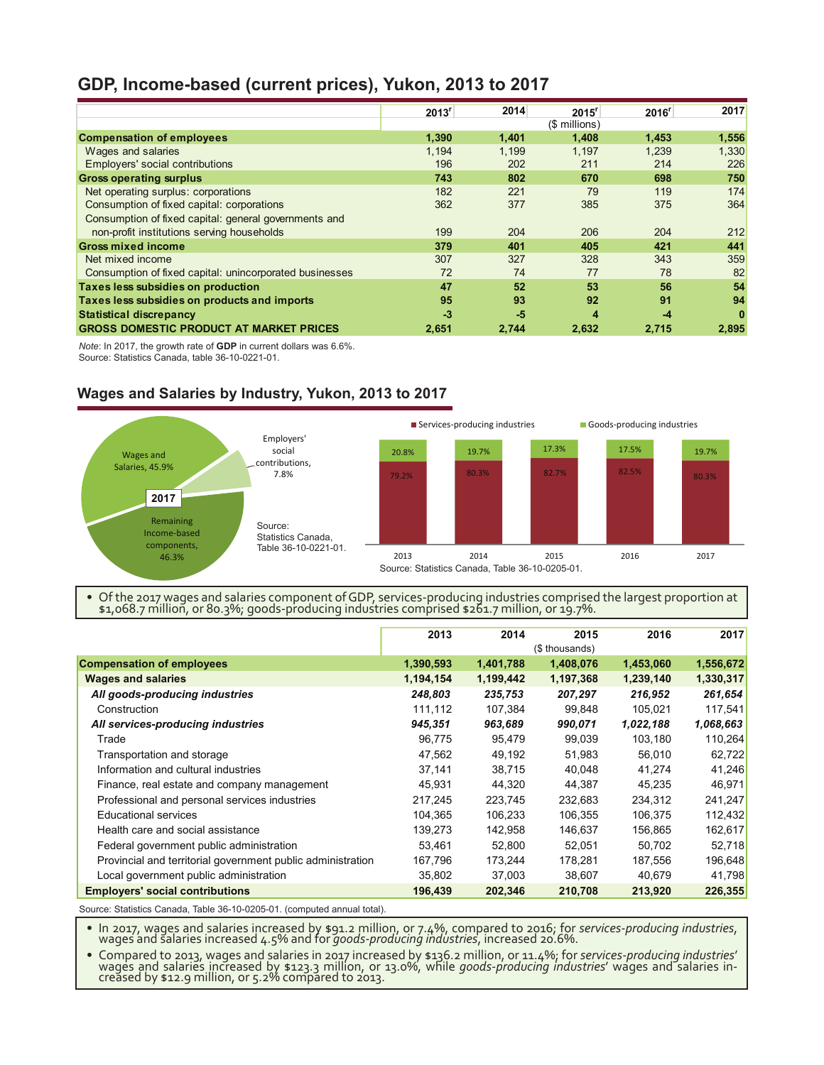## GDP, Income-based (current prices), Yukon, 2013 to 2017

| | 2013[r] | 2014 | 2015[r] | 2016[r] | 2017 |
|---|---|---|---|---|---|
| | ($ millions) | | | | |
| **Compensation of employees** | **1,390** | **1,401** | **1,408** | **1,453** | **1,556** |
| Wages and salaries | 1,194 | 1,199 | 1,197 | 1,239 | 1,330 |
| Employers' social contributions | 196 | 202 | 211 | 214 | 226 |
| **Gross operating surplus** | **743** | **802** | **670** | **698** | **750** |
| Net operating surplus: corporations | 182 | 221 | 79 | 119 | 174 |
| Consumption of fixed capital: corporations | 362 | 377 | 385 | 375 | 364 |
| Consumption of fixed capital: general governments and non-profit institutions serving households | 199 | 204 | 206 | 204 | 212 |
| **Gross mixed income** | **379** | **401** | **405** | **421** | **441** |
| Net mixed income | 307 | 327 | 328 | 343 | 359 |
| Consumption of fixed capital: unincorporated businesses | 72 | 74 | 77 | 78 | 82 |
| **Taxes less subsidies on production** | **47** | **52** | **53** | **56** | **54** |
| **Taxes less subsidies on products and imports** | **95** | **93** | **92** | **91** | **94** |
| **Statistical discrepancy** | **-3** | **-5** | **4** | **-4** | **0** |
| **GROSS DOMESTIC PRODUCT AT MARKET PRICES** | **2,651** | **2,744** | **2,632** | **2,715** | **2,895** |

*Note*: In 2017, the growth rate of **GDP** in current dollars was 6.6%.
Source: Statistics Canada, table 36-10-0221-01.

## Wages and Salaries by Industry, Yukon, 2013 to 2017

2017: Wages and Salaries, 45.9%; Employers' social contributions, 7.8%; Remaining Income-based components, 46.3%

Source: Statistics Canada, Table 36-10-0221-01.

| | 2013 | 2014 | 2015 | 2016 | 2017 |
|---|---|---|---|---|---|
| Services-producing industries | 79.2% | 80.3% | 82.7% | 82.5% | 80.3% |
| Goods-producing industries | 20.8% | 19.7% | 17.3% | 17.5% | 19.7% |

Source: Statistics Canada, Table 36-10-0205-01.

- Of the 2017 wages and salaries component of GDP, services-producing industries comprised the largest proportion at $1,068.7 million, or 80.3%; goods-producing industries comprised $261.7 million, or 19.7%.

| | 2013 | 2014 | 2015 | 2016 | 2017 |
|---|---|---|---|---|---|
| | ($ thousands) | | | | |
| **Compensation of employees** | **1,390,593** | **1,401,788** | **1,408,076** | **1,453,060** | **1,556,672** |
| **Wages and salaries** | **1,194,154** | **1,199,442** | **1,197,368** | **1,239,140** | **1,330,317** |
| ***All goods-producing industries*** | ***248,803*** | ***235,753*** | ***207,297*** | ***216,952*** | ***261,654*** |
| Construction | 111,112 | 107,384 | 99,848 | 105,021 | 117,541 |
| ***All services-producing industries*** | ***945,351*** | ***963,689*** | ***990,071*** | ***1,022,188*** | ***1,068,663*** |
| Trade | 96,775 | 95,479 | 99,039 | 103,180 | 110,264 |
| Transportation and storage | 47,562 | 49,192 | 51,983 | 56,010 | 62,722 |
| Information and cultural industries | 37,141 | 38,715 | 40,048 | 41,274 | 41,246 |
| Finance, real estate and company management | 45,931 | 44,320 | 44,387 | 45,235 | 46,971 |
| Professional and personal services industries | 217,245 | 223,745 | 232,683 | 234,312 | 241,247 |
| Educational services | 104,365 | 106,233 | 106,355 | 106,375 | 112,432 |
| Health care and social assistance | 139,273 | 142,958 | 146,637 | 156,865 | 162,617 |
| Federal government public administration | 53,461 | 52,800 | 52,051 | 50,702 | 52,718 |
| Provincial and territorial government public administration | 167,796 | 173,244 | 178,281 | 187,556 | 196,648 |
| Local government public administration | 35,802 | 37,003 | 38,607 | 40,679 | 41,798 |
| **Employers' social contributions** | **196,439** | **202,346** | **210,708** | **213,920** | **226,355** |

Source: Statistics Canada, Table 36-10-0205-01. (computed annual total).

- In 2017, wages and salaries increased by $91.2 million, or 7.4%, compared to 2016; for *services-producing industries*, wages and salaries increased 4.5% and for *goods-producing industries*, increased 20.6%.
- Compared to 2013, wages and salaries in 2017 increased by $136.2 million, or 11.4%; for *services-producing industries*' wages and salaries increased by $123.3 million, or 13.0%, while *goods-producing industries*' wages and salaries increased by $12.9 million, or 5.2% compared to 2013.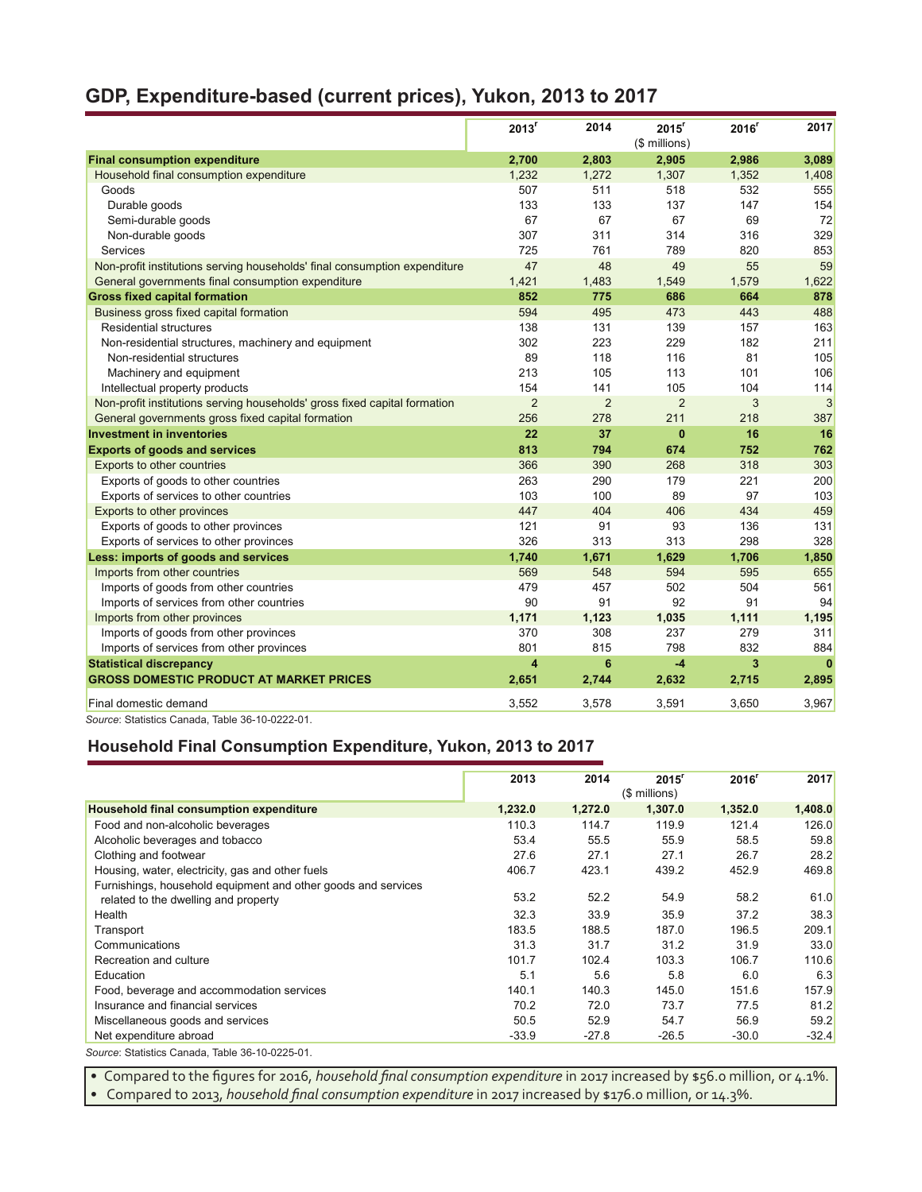## GDP, Expenditure-based (current prices), Yukon, 2013 to 2017

| | 2013[r] | 2014 | 2015[r] | 2016[r] | 2017 |
|---|---|---|---|---|---|
| | | | ($ millions) | | |
| **Final consumption expenditure** | **2,700** | **2,803** | **2,905** | **2,986** | **3,089** |
| Household final consumption expenditure | 1,232 | 1,272 | 1,307 | 1,352 | 1,408 |
| Goods | 507 | 511 | 518 | 532 | 555 |
| Durable goods | 133 | 133 | 137 | 147 | 154 |
| Semi-durable goods | 67 | 67 | 67 | 69 | 72 |
| Non-durable goods | 307 | 311 | 314 | 316 | 329 |
| Services | 725 | 761 | 789 | 820 | 853 |
| Non-profit institutions serving households' final consumption expenditure | 47 | 48 | 49 | 55 | 59 |
| General governments final consumption expenditure | 1,421 | 1,483 | 1,549 | 1,579 | 1,622 |
| **Gross fixed capital formation** | **852** | **775** | **686** | **664** | **878** |
| Business gross fixed capital formation | 594 | 495 | 473 | 443 | 488 |
| Residential structures | 138 | 131 | 139 | 157 | 163 |
| Non-residential structures, machinery and equipment | 302 | 223 | 229 | 182 | 211 |
| Non-residential structures | 89 | 118 | 116 | 81 | 105 |
| Machinery and equipment | 213 | 105 | 113 | 101 | 106 |
| Intellectual property products | 154 | 141 | 105 | 104 | 114 |
| Non-profit institutions serving households' gross fixed capital formation | 2 | 2 | 2 | 3 | 3 |
| General governments gross fixed capital formation | 256 | 278 | 211 | 218 | 387 |
| **Investment in inventories** | **22** | **37** | **0** | **16** | **16** |
| **Exports of goods and services** | **813** | **794** | **674** | **752** | **762** |
| Exports to other countries | 366 | 390 | 268 | 318 | 303 |
| Exports of goods to other countries | 263 | 290 | 179 | 221 | 200 |
| Exports of services to other countries | 103 | 100 | 89 | 97 | 103 |
| Exports to other provinces | 447 | 404 | 406 | 434 | 459 |
| Exports of goods to other provinces | 121 | 91 | 93 | 136 | 131 |
| Exports of services to other provinces | 326 | 313 | 313 | 298 | 328 |
| **Less: imports of goods and services** | **1,740** | **1,671** | **1,629** | **1,706** | **1,850** |
| Imports from other countries | 569 | 548 | 594 | 595 | 655 |
| Imports of goods from other countries | 479 | 457 | 502 | 504 | 561 |
| Imports of services from other countries | 90 | 91 | 92 | 91 | 94 |
| Imports from other provinces | 1,171 | 1,123 | 1,035 | 1,111 | 1,195 |
| Imports of goods from other provinces | 370 | 308 | 237 | 279 | 311 |
| Imports of services from other provinces | 801 | 815 | 798 | 832 | 884 |
| **Statistical discrepancy** | **4** | **6** | **-4** | **3** | **0** |
| **GROSS DOMESTIC PRODUCT AT MARKET PRICES** | **2,651** | **2,744** | **2,632** | **2,715** | **2,895** |
| Final domestic demand | 3,552 | 3,578 | 3,591 | 3,650 | 3,967 |

*Source*: Statistics Canada, Table 36-10-0222-01.

## Household Final Consumption Expenditure, Yukon, 2013 to 2017

| | 2013 | 2014 | 2015[r] | 2016[r] | 2017 |
|---|---|---|---|---|---|
| | | | ($ millions) | | |
| **Household final consumption expenditure** | **1,232.0** | **1,272.0** | **1,307.0** | **1,352.0** | **1,408.0** |
| Food and non-alcoholic beverages | 110.3 | 114.7 | 119.9 | 121.4 | 126.0 |
| Alcoholic beverages and tobacco | 53.4 | 55.5 | 55.9 | 58.5 | 59.8 |
| Clothing and footwear | 27.6 | 27.1 | 27.1 | 26.7 | 28.2 |
| Housing, water, electricity, gas and other fuels | 406.7 | 423.1 | 439.2 | 452.9 | 469.8 |
| Furnishings, household equipment and other goods and services related to the dwelling and property | 53.2 | 52.2 | 54.9 | 58.2 | 61.0 |
| Health | 32.3 | 33.9 | 35.9 | 37.2 | 38.3 |
| Transport | 183.5 | 188.5 | 187.0 | 196.5 | 209.1 |
| Communications | 31.3 | 31.7 | 31.2 | 31.9 | 33.0 |
| Recreation and culture | 101.7 | 102.4 | 103.3 | 106.7 | 110.6 |
| Education | 5.1 | 5.6 | 5.8 | 6.0 | 6.3 |
| Food, beverage and accommodation services | 140.1 | 140.3 | 145.0 | 151.6 | 157.9 |
| Insurance and financial services | 70.2 | 72.0 | 73.7 | 77.5 | 81.2 |
| Miscellaneous goods and services | 50.5 | 52.9 | 54.7 | 56.9 | 59.2 |
| Net expenditure abroad | -33.9 | -27.8 | -26.5 | -30.0 | -32.4 |

*Source*: Statistics Canada, Table 36-10-0225-01.

- Compared to the figures for 2016, *household final consumption expenditure* in 2017 increased by $56.0 million, or 4.1%.
- Compared to 2013, *household final consumption expenditure* in 2017 increased by $176.0 million, or 14.3%.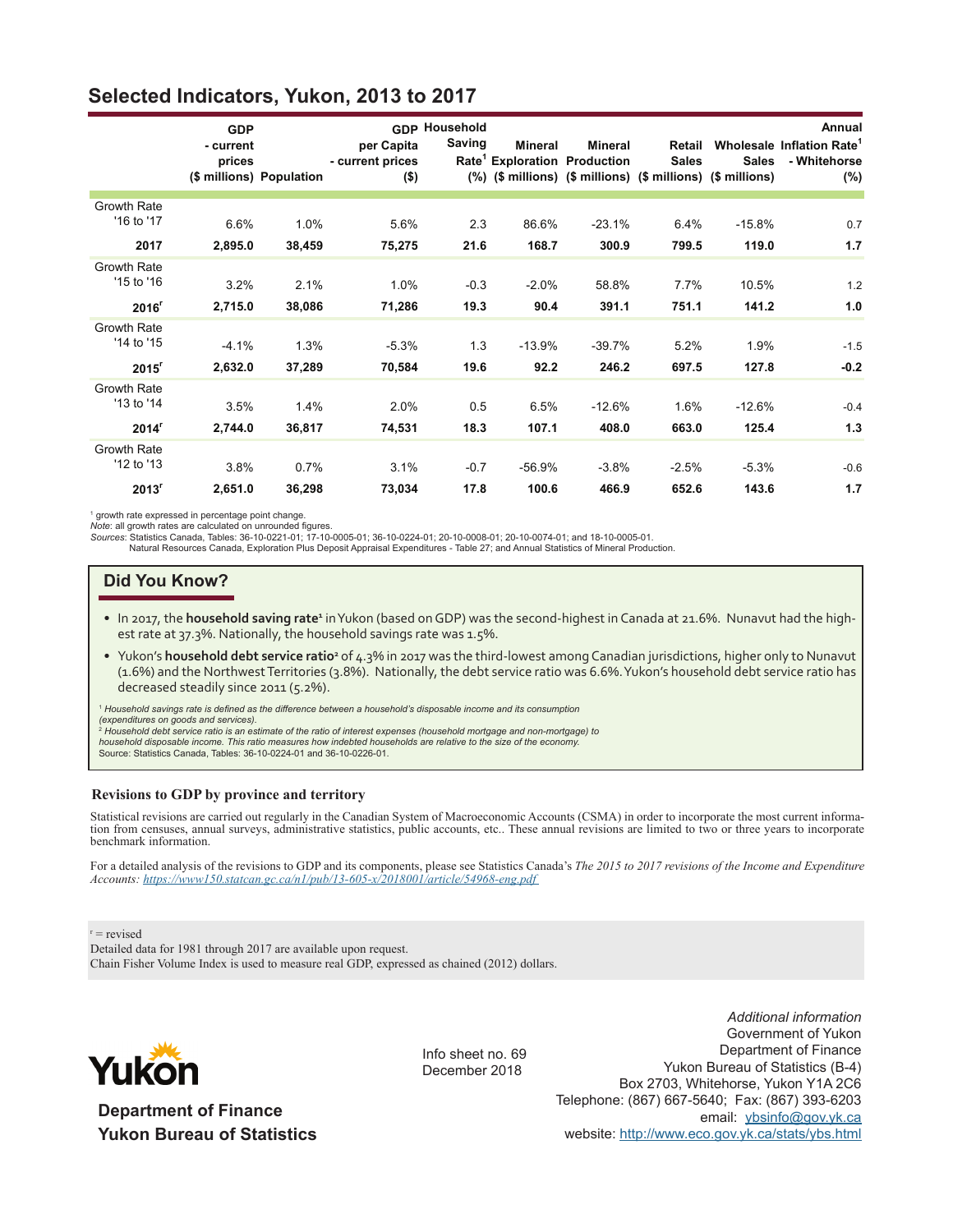## Selected Indicators, Yukon, 2013 to 2017

| | GDP - current prices ($ millions) | Population | GDP per Capita - current prices ($) | Household Saving Rate[1] (%) | Mineral Exploration ($ millions) | Mineral Production ($ millions) | Retail Sales ($ millions) | Wholesale Sales ($ millions) | Annual Inflation Rate[1] - Whitehorse (%) |
|---|---|---|---|---|---|---|---|---|---|
| Growth Rate '16 to '17 | 6.6% | 1.0% | 5.6% | 2.3 | 86.6% | -23.1% | 6.4% | -15.8% | 0.7 |
| **2017** | **2,895.0** | **38,459** | **75,275** | **21.6** | **168.7** | **300.9** | **799.5** | **119.0** | **1.7** |
| Growth Rate '15 to '16 | 3.2% | 2.1% | 1.0% | -0.3 | -2.0% | 58.8% | 7.7% | 10.5% | 1.2 |
| **2016[r]** | **2,715.0** | **38,086** | **71,286** | **19.3** | **90.4** | **391.1** | **751.1** | **141.2** | **1.0** |
| Growth Rate '14 to '15 | -4.1% | 1.3% | -5.3% | 1.3 | -13.9% | -39.7% | 5.2% | 1.9% | -1.5 |
| **2015[r]** | **2,632.0** | **37,289** | **70,584** | **19.6** | **92.2** | **246.2** | **697.5** | **127.8** | **-0.2** |
| Growth Rate '13 to '14 | 3.5% | 1.4% | 2.0% | 0.5 | 6.5% | -12.6% | 1.6% | -12.6% | -0.4 |
| **2014[r]** | **2,744.0** | **36,817** | **74,531** | **18.3** | **107.1** | **408.0** | **663.0** | **125.4** | **1.3** |
| Growth Rate '12 to '13 | 3.8% | 0.7% | 3.1% | -0.7 | -56.9% | -3.8% | -2.5% | -5.3% | -0.6 |
| **2013[r]** | **2,651.0** | **36,298** | **73,034** | **17.8** | **100.6** | **466.9** | **652.6** | **143.6** | **1.7** |

[1] growth rate expressed in percentage point change.
*Note*: all growth rates are calculated on unrounded figures.
*Sources*: Statistics Canada, Tables: 36-10-0221-01; 17-10-0005-01; 36-10-0224-01; 20-10-0008-01; 20-10-0074-01; and 18-10-0005-01.
Natural Resources Canada, Exploration Plus Deposit Appraisal Expenditures - Table 27; and Annual Statistics of Mineral Production.

### Did You Know?

- In 2017, the **household saving rate**[1] in Yukon (based on GDP) was the second-highest in Canada at 21.6%. Nunavut had the highest rate at 37.3%. Nationally, the household savings rate was 1.5%.
- Yukon's **household debt service ratio**[2] of 4.3% in 2017 was the third-lowest among Canadian jurisdictions, higher only to Nunavut (1.6%) and the Northwest Territories (3.8%). Nationally, the debt service ratio was 6.6%. Yukon's household debt service ratio has decreased steadily since 2011 (5.2%).

[1] *Household savings rate is defined as the difference between a household's disposable income and its consumption (expenditures on goods and services).*
[2] *Household debt service ratio is an estimate of the ratio of interest expenses (household mortgage and non-mortgage) to household disposable income. This ratio measures how indebted households are relative to the size of the economy.*
Source: Statistics Canada, Tables: 36-10-0224-01 and 36-10-0226-01.

### Revisions to GDP by province and territory

Statistical revisions are carried out regularly in the Canadian System of Macroeconomic Accounts (CSMA) in order to incorporate the most current information from censuses, annual surveys, administrative statistics, public accounts, etc.. These annual revisions are limited to two or three years to incorporate benchmark information.

For a detailed analysis of the revisions to GDP and its components, please see Statistics Canada's *The 2015 to 2017 revisions of the Income and Expenditure Accounts: https://www150.statcan.gc.ca/n1/pub/13-605-x/2018001/article/54968-eng.pdf*

[r] = revised
Detailed data for 1981 through 2017 are available upon request.
Chain Fisher Volume Index is used to measure real GDP, expressed as chained (2012) dollars.

Yukon

**Department of Finance**
**Yukon Bureau of Statistics**

Info sheet no. 69
December 2018

*Additional information*
Government of Yukon
Department of Finance
Yukon Bureau of Statistics (B-4)
Box 2703, Whitehorse, Yukon Y1A 2C6
Telephone: (867) 667-5640; Fax: (867) 393-6203
email: ybsinfo@gov.yk.ca
website: http://www.eco.gov.yk.ca/stats/ybs.html